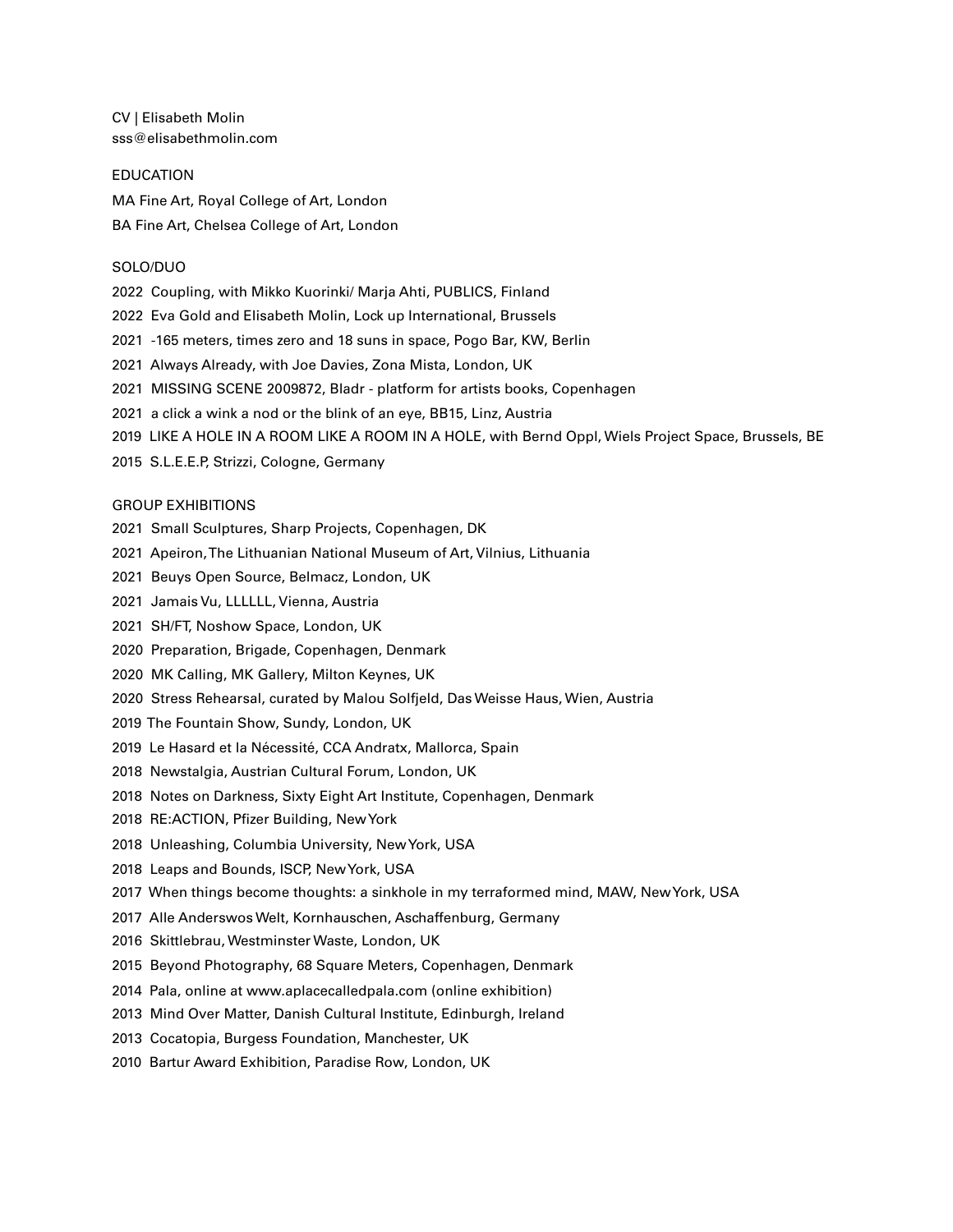CV | Elisabeth Molin
sss@elisabethmolin.com

## EDUCATION

MA Fine Art, Royal College of Art, London

BA Fine Art, Chelsea College of Art, London

## SOLO/DUO

2022 Coupling, with Mikko Kuorinki/ Marja Ahti, PUBLICS, Finland

2022 Eva Gold and Elisabeth Molin, Lock up International, Brussels

2021 -165 meters, times zero and 18 suns in space, Pogo Bar, KW, Berlin

2021 Always Already, with Joe Davies, Zona Mista, London, UK

2021 MISSING SCENE 2009872, Bladr - platform for artists books, Copenhagen

2021 a click a wink a nod or the blink of an eye, BB15, Linz, Austria

2019 LIKE A HOLE IN A ROOM LIKE A ROOM IN A HOLE, with Bernd Oppl, Wiels Project Space, Brussels, BE

2015 S.L.E.E.P, Strizzi, Cologne, Germany

## GROUP EXHIBITIONS

2021 Small Sculptures, Sharp Projects, Copenhagen, DK

2021 Apeiron, The Lithuanian National Museum of Art, Vilnius, Lithuania

2021 Beuys Open Source, Belmacz, London, UK

2021 Jamais Vu, LLLLLL, Vienna, Austria

2021 SH/FT, Noshow Space, London, UK

2020 Preparation, Brigade, Copenhagen, Denmark

2020 MK Calling, MK Gallery, Milton Keynes, UK

2020 Stress Rehearsal, curated by Malou Solfjeld, Das Weisse Haus, Wien, Austria

2019 The Fountain Show, Sundy, London, UK

2019 Le Hasard et la Nécessité, CCA Andratx, Mallorca, Spain

2018 Newstalgia, Austrian Cultural Forum, London, UK

2018 Notes on Darkness, Sixty Eight Art Institute, Copenhagen, Denmark

2018 RE:ACTION, Pfizer Building, New York

2018 Unleashing, Columbia University, New York, USA

2018 Leaps and Bounds, ISCP, New York, USA

2017 When things become thoughts: a sinkhole in my terraformed mind, MAW, New York, USA

2017 Alle Anderswos Welt, Kornhauschen, Aschaffenburg, Germany

2016 Skittlebrau, Westminster Waste, London, UK

2015 Beyond Photography, 68 Square Meters, Copenhagen, Denmark

2014 Pala, online at www.aplacecalledpala.com (online exhibition)

2013 Mind Over Matter, Danish Cultural Institute, Edinburgh, Ireland

2013 Cocatopia, Burgess Foundation, Manchester, UK

2010 Bartur Award Exhibition, Paradise Row, London, UK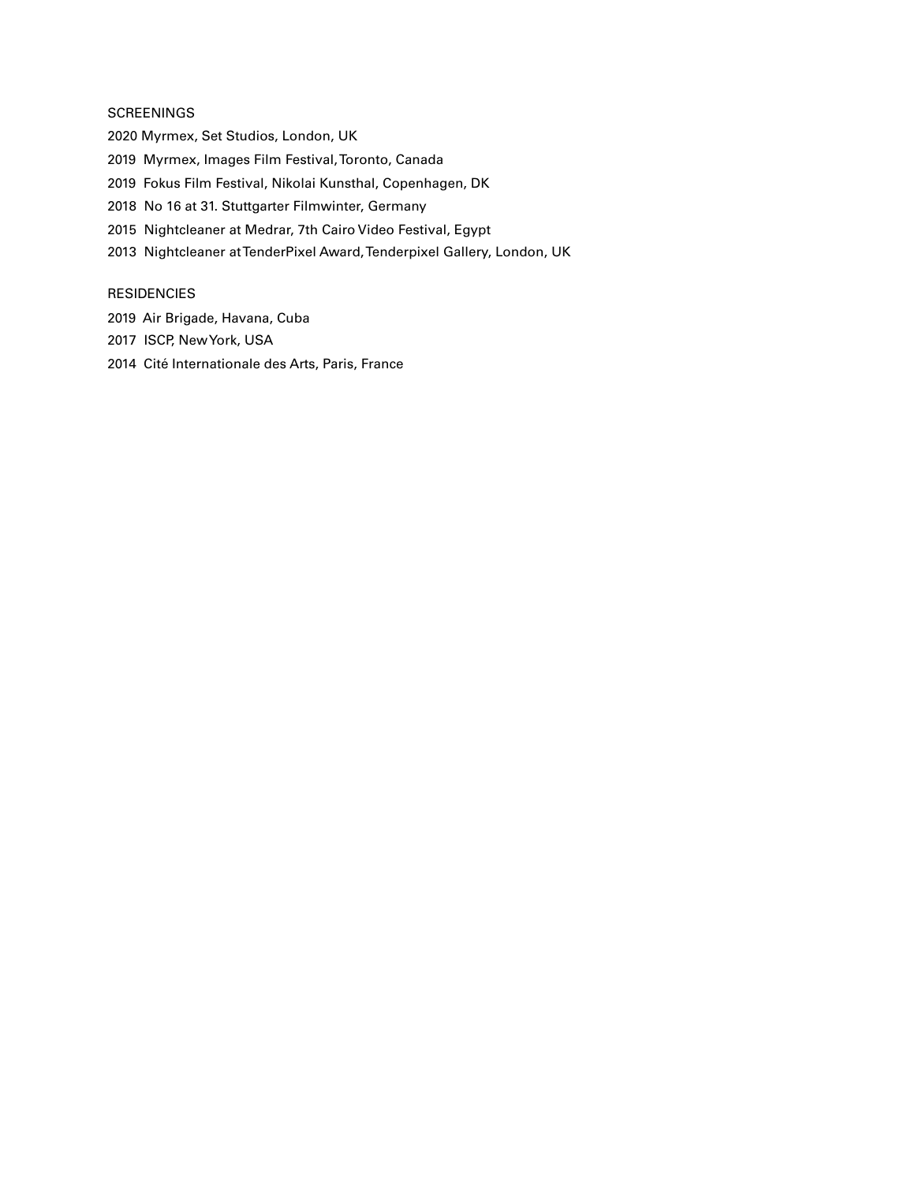SCREENINGS

2020 Myrmex, Set Studios, London, UK

2019 Myrmex, Images Film Festival, Toronto, Canada

2019 Fokus Film Festival, Nikolai Kunsthal, Copenhagen, DK

2018 No 16 at 31. Stuttgarter Filmwinter, Germany

2015 Nightcleaner at Medrar, 7th Cairo Video Festival, Egypt

2013 Nightcleaner at TenderPixel Award, Tenderpixel Gallery, London, UK

RESIDENCIES

2019 Air Brigade, Havana, Cuba

2017 ISCP, New York, USA

2014 Cité Internationale des Arts, Paris, France